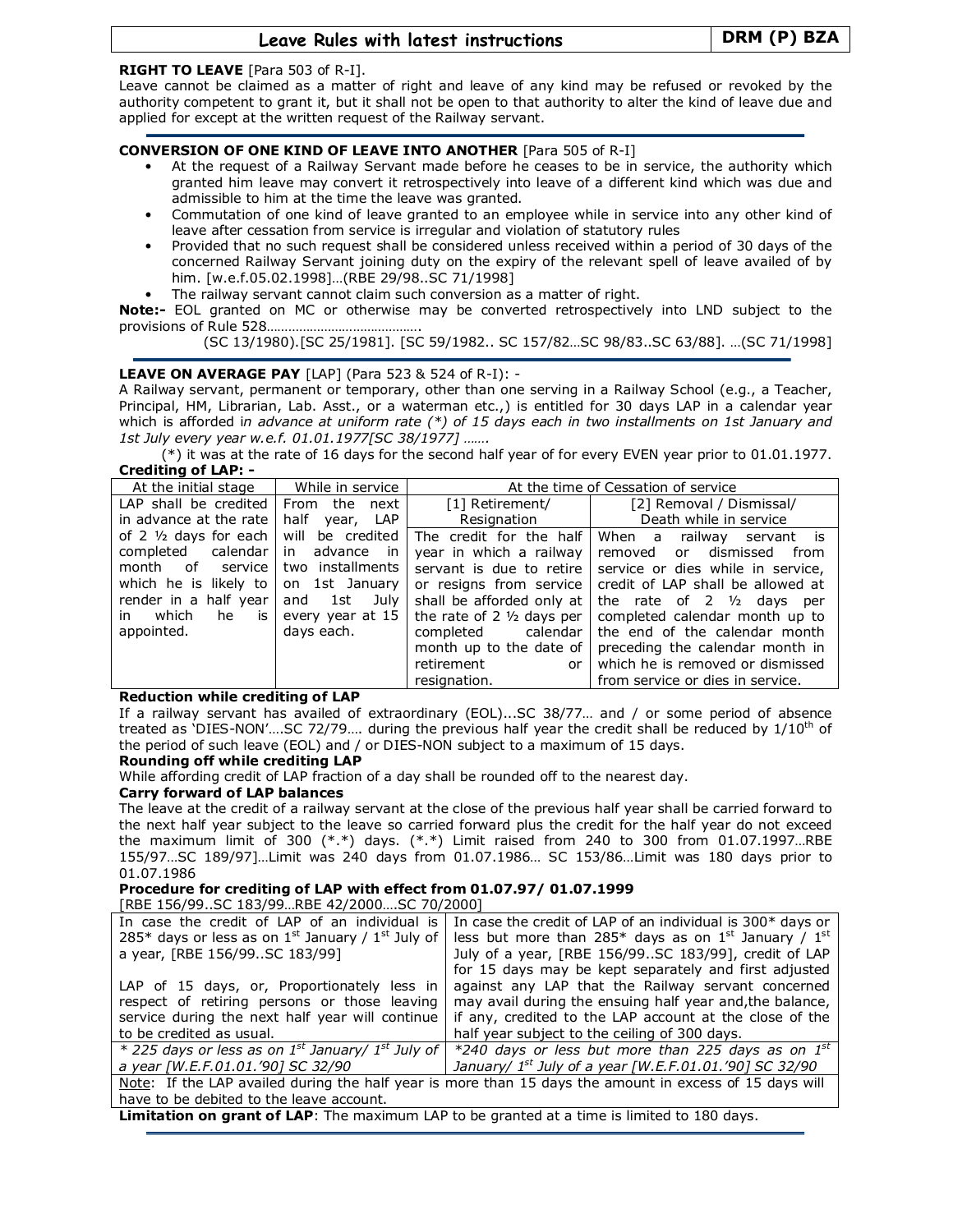**RIGHT TO LEAVE** [Para 503 of R-I].

Leave cannot be claimed as a matter of right and leave of any kind may be refused or revoked by the authority competent to grant it, but it shall not be open to that authority to alter the kind of leave due and applied for except at the written request of the Railway servant.

**CONVERSION OF ONE KIND OF LEAVE INTO ANOTHER** [Para 505 of R-I]

- At the request of a Railway Servant made before he ceases to be in service, the authority which granted him leave may convert it retrospectively into leave of a different kind which was due and admissible to him at the time the leave was granted.
- Commutation of one kind of leave granted to an employee while in service into any other kind of leave after cessation from service is irregular and violation of statutory rules
- Provided that no such request shall be considered unless received within a period of 30 days of the concerned Railway Servant joining duty on the expiry of the relevant spell of leave availed of by him. [w.e.f.05.02.1998]…(RBE 29/98..SC 71/1998]
- The railway servant cannot claim such conversion as a matter of right.

**Note:-** EOL granted on MC or otherwise may be converted retrospectively into LND subject to the provisions of Rule 528…………………………………….

(SC 13/1980).[SC 25/1981]. [SC 59/1982.. SC 157/82…SC 98/83..SC 63/88]. …(SC 71/1998]

**LEAVE ON AVERAGE PAY** [LAP] (Para 523 & 524 of R-I): -

A Railway servant, permanent or temporary, other than one serving in a Railway School (e.g., a Teacher, Principal, HM, Librarian, Lab. Asst., or a waterman etc.,) is entitled for 30 days LAP in a calendar year which is afforded *in advance at uniform rate (*) of 15 days each in two installments on 1st January and 1st July every year w.e.f. 01.01.1977[SC 38/1977] …….*

(*) it was at the rate of 16 days for the second half year of for every EVEN year prior to 01.01.1977.

**Crediting of LAP: -**

| At the initial stage | While in service | At the time of Cessation of service | |
|---|---|---|---|
| | | [1] Retirement/ Resignation | [2] Removal / Dismissal/ Death while in service |
| LAP shall be credited in advance at the rate of 2 ½ days for each completed calendar month of service which he is likely to render in a half year in which he is appointed. | From the next half year, LAP will be credited in advance in two installments on 1st January and 1st July every year at 15 days each. | The credit for the half year in which a railway servant is due to retire or resigns from service shall be afforded only at the rate of 2 ½ days per completed calendar month up to the date of retirement or resignation. | When a railway servant is removed or dismissed from service or dies while in service, credit of LAP shall be allowed at the rate of 2 ½ days per completed calendar month up to the end of the calendar month preceding the calendar month in which he is removed or dismissed from service or dies in service. |

**Reduction while crediting of LAP**

If a railway servant has availed of extraordinary (EOL)...SC 38/77… and / or some period of absence treated as 'DIES-NON'….SC 72/79…. during the previous half year the credit shall be reduced by $1/10^{th}$ of the period of such leave (EOL) and / or DIES-NON subject to a maximum of 15 days.

**Rounding off while crediting LAP**

While affording credit of LAP fraction of a day shall be rounded off to the nearest day.

**Carry forward of LAP balances**

The leave at the credit of a railway servant at the close of the previous half year shall be carried forward to the next half year subject to the leave so carried forward plus the credit for the half year do not exceed the maximum limit of 300 (*.*) days. (*.*) Limit raised from 240 to 300 from 01.07.1997…RBE 155/97…SC 189/97]…Limit was 240 days from 01.07.1986… SC 153/86…Limit was 180 days prior to 01.07.1986

**Procedure for crediting of LAP with effect from 01.07.97/ 01.07.1999**

[RBE 156/99..SC 183/99…RBE 42/2000….SC 70/2000]

| In case the credit of LAP of an individual is 285* days or less as on 1st January / 1st July of a year, [RBE 156/99..SC 183/99] | In case the credit of LAP of an individual is 300* days or less but more than 285* days as on 1st January / 1st July of a year, [RBE 156/99..SC 183/99], credit of LAP |
|---|---|
| LAP of 15 days, or, Proportionately less in respect of retiring persons or those leaving service during the next half year will continue to be credited as usual. | for 15 days may be kept separately and first adjusted against any LAP that the Railway servant concerned may avail during the ensuing half year and, the balance, if any, credited to the LAP account at the close of the half year subject to the ceiling of 300 days. |
| *\* 225 days or less as on 1st January/ 1st July of a year [W.E.F.01.01.'90] SC 32/90* | *\*240 days or less but more than 225 days as on 1st January/ 1st July of a year [W.E.F.01.01.'90] SC 32/90* |

Note: If the LAP availed during the half year is more than 15 days the amount in excess of 15 days will have to be debited to the leave account.

**Limitation on grant of LAP**: The maximum LAP to be granted at a time is limited to 180 days.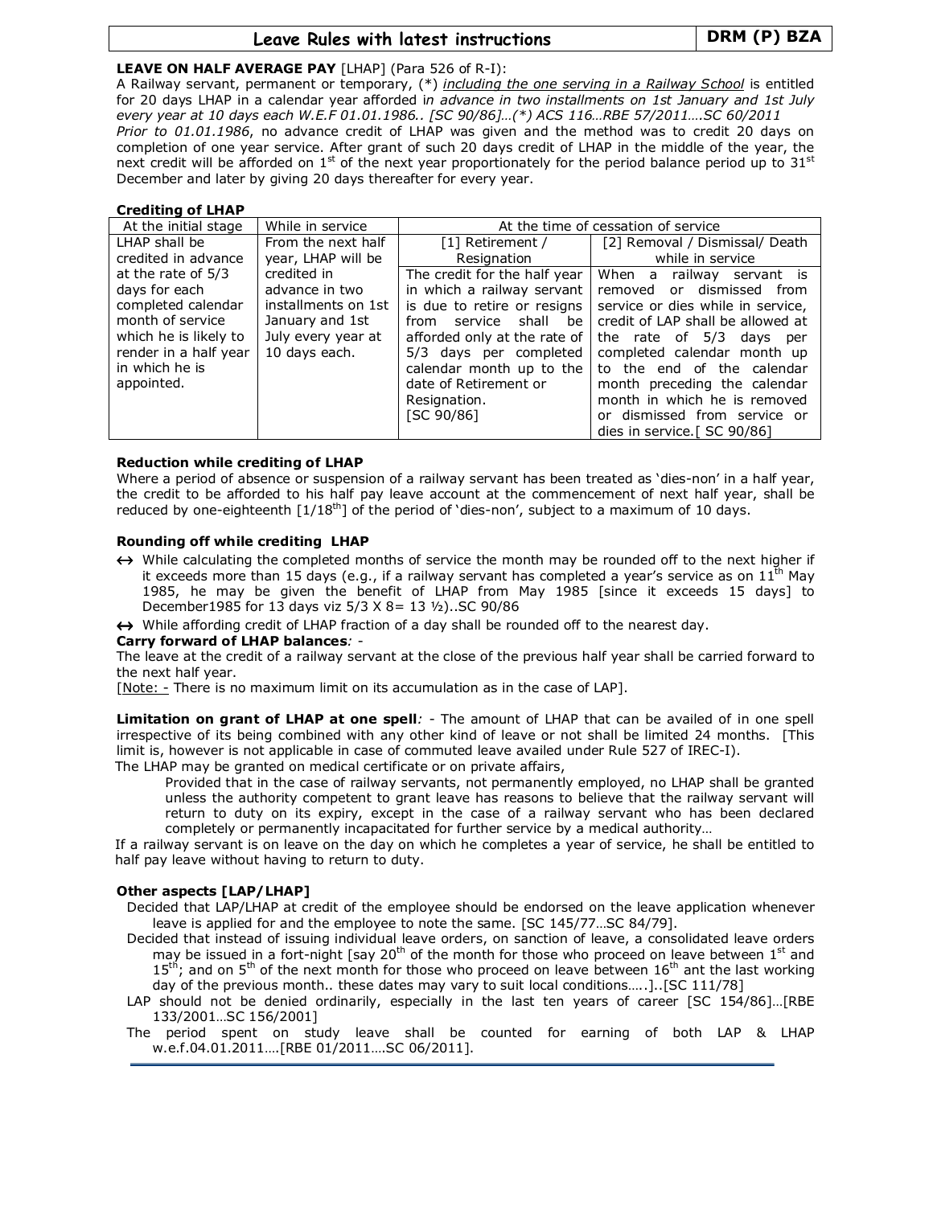**LEAVE ON HALF AVERAGE PAY** [LHAP] (Para 526 of R-I):

A Railway servant, permanent or temporary, (*) *including the one serving in a Railway School* is entitled for 20 days LHAP in a calendar year afforded i*n advance in two installments on 1st January and 1st July every year at 10 days each W.E.F 01.01.1986.. [SC 90/86]…(*) ACS 116…RBE 57/2011….SC 60/2011*

*Prior to 01.01.1986*, no advance credit of LHAP was given and the method was to credit 20 days on completion of one year service. After grant of such 20 days credit of LHAP in the middle of the year, the next credit will be afforded on 1st of the next year proportionately for the period balance period up to 31st December and later by giving 20 days thereafter for every year.

**Crediting of LHAP**

| At the initial stage | While in service | At the time of cessation of service | |
|---|---|---|---|
| | | [1] Retirement / Resignation | [2] Removal / Dismissal/ Death while in service |
| LHAP shall be credited in advance at the rate of 5/3 days for each completed calendar month of service which he is likely to render in a half year in which he is appointed. | From the next half year, LHAP will be credited in advance in two installments on 1st January and 1st July every year at 10 days each. | The credit for the half year in which a railway servant is due to retire or resigns from service shall be afforded only at the rate of 5/3 days per completed calendar month up to the date of Retirement or Resignation. [SC 90/86] | When a railway servant is removed or dismissed from service or dies while in service, credit of LAP shall be allowed at the rate of 5/3 days per completed calendar month up to the end of the calendar month preceding the calendar month in which he is removed or dismissed from service or dies in service.[ SC 90/86] |

**Reduction while crediting of LHAP**

Where a period of absence or suspension of a railway servant has been treated as 'dies-non' in a half year, the credit to be afforded to his half pay leave account at the commencement of next half year, shall be reduced by one-eighteenth [1/18th] of the period of 'dies-non', subject to a maximum of 10 days.

**Rounding off while crediting LHAP**

- ↔ While calculating the completed months of service the month may be rounded off to the next higher if it exceeds more than 15 days (e.g., if a railway servant has completed a year's service as on 11th May 1985, he may be given the benefit of LHAP from May 1985 [since it exceeds 15 days] to December1985 for 13 days viz 5/3 X 8= 13 ½)..SC 90/86
- ↔ While affording credit of LHAP fraction of a day shall be rounded off to the nearest day.

**Carry forward of LHAP balances***: -*

The leave at the credit of a railway servant at the close of the previous half year shall be carried forward to the next half year.

[Note: - There is no maximum limit on its accumulation as in the case of LAP].

**Limitation on grant of LHAP at one spell***: -* The amount of LHAP that can be availed of in one spell irrespective of its being combined with any other kind of leave or not shall be limited 24 months. [This limit is, however is not applicable in case of commuted leave availed under Rule 527 of IREC-I).

The LHAP may be granted on medical certificate or on private affairs,

> Provided that in the case of railway servants, not permanently employed, no LHAP shall be granted unless the authority competent to grant leave has reasons to believe that the railway servant will return to duty on its expiry, except in the case of a railway servant who has been declared completely or permanently incapacitated for further service by a medical authority…

If a railway servant is on leave on the day on which he completes a year of service, he shall be entitled to half pay leave without having to return to duty.

**Other aspects [LAP/LHAP]**

Decided that LAP/LHAP at credit of the employee should be endorsed on the leave application whenever leave is applied for and the employee to note the same. [SC 145/77…SC 84/79].

Decided that instead of issuing individual leave orders, on sanction of leave, a consolidated leave orders may be issued in a fort-night [say 20th of the month for those who proceed on leave between 1st and 15th; and on 5th of the next month for those who proceed on leave between 16th ant the last working day of the previous month.. these dates may vary to suit local conditions…..]..[SC 111/78]

LAP should not be denied ordinarily, especially in the last ten years of career [SC 154/86]…[RBE 133/2001…SC 156/2001]

The period spent on study leave shall be counted for earning of both LAP & LHAP w.e.f.04.01.2011….[RBE 01/2011….SC 06/2011].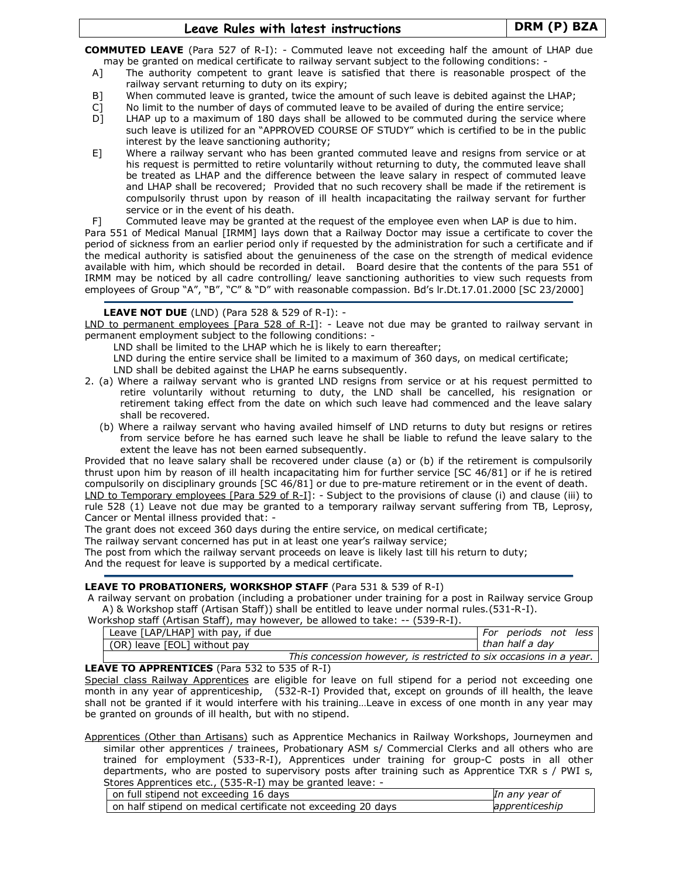**COMMUTED LEAVE** (Para 527 of R-I): - Commuted leave not exceeding half the amount of LHAP due may be granted on medical certificate to railway servant subject to the following conditions: -

A] The authority competent to grant leave is satisfied that there is reasonable prospect of the railway servant returning to duty on its expiry;

B] When commuted leave is granted, twice the amount of such leave is debited against the LHAP;

C] No limit to the number of days of commuted leave to be availed of during the entire service;

D] LHAP up to a maximum of 180 days shall be allowed to be commuted during the service where such leave is utilized for an "APPROVED COURSE OF STUDY" which is certified to be in the public interest by the leave sanctioning authority;

E] Where a railway servant who has been granted commuted leave and resigns from service or at his request is permitted to retire voluntarily without returning to duty, the commuted leave shall be treated as LHAP and the difference between the leave salary in respect of commuted leave and LHAP shall be recovered; Provided that no such recovery shall be made if the retirement is compulsorily thrust upon by reason of ill health incapacitating the railway servant for further service or in the event of his death.

F] Commuted leave may be granted at the request of the employee even when LAP is due to him.

Para 551 of Medical Manual [IRMM] lays down that a Railway Doctor may issue a certificate to cover the period of sickness from an earlier period only if requested by the administration for such a certificate and if the medical authority is satisfied about the genuineness of the case on the strength of medical evidence available with him, which should be recorded in detail. Board desire that the contents of the para 551 of IRMM may be noticed by all cadre controlling/ leave sanctioning authorities to view such requests from employees of Group "A", "B", "C" & "D" with reasonable compassion. Bd's lr.Dt.17.01.2000 [SC 23/2000]

---

**LEAVE NOT DUE** (LND) (Para 528 & 529 of R-I): -

LND to permanent employees [Para 528 of R-I]: - Leave not due may be granted to railway servant in permanent employment subject to the following conditions: -

LND shall be limited to the LHAP which he is likely to earn thereafter;

LND during the entire service shall be limited to a maximum of 360 days, on medical certificate;

LND shall be debited against the LHAP he earns subsequently.

2. (a) Where a railway servant who is granted LND resigns from service or at his request permitted to retire voluntarily without returning to duty, the LND shall be cancelled, his resignation or retirement taking effect from the date on which such leave had commenced and the leave salary shall be recovered.

(b) Where a railway servant who having availed himself of LND returns to duty but resigns or retires from service before he has earned such leave he shall be liable to refund the leave salary to the extent the leave has not been earned subsequently.

Provided that no leave salary shall be recovered under clause (a) or (b) if the retirement is compulsorily thrust upon him by reason of ill health incapacitating him for further service [SC 46/81] or if he is retired compulsorily on disciplinary grounds [SC 46/81] or due to pre-mature retirement or in the event of death.

LND to Temporary employees [Para 529 of R-I]: - Subject to the provisions of clause (i) and clause (iii) to rule 528 (1) Leave not due may be granted to a temporary railway servant suffering from TB, Leprosy, Cancer or Mental illness provided that: -

The grant does not exceed 360 days during the entire service, on medical certificate;

The railway servant concerned has put in at least one year's railway service;

The post from which the railway servant proceeds on leave is likely last till his return to duty;

And the request for leave is supported by a medical certificate.

---

**LEAVE TO PROBATIONERS, WORKSHOP STAFF** (Para 531 & 539 of R-I)

A railway servant on probation (including a probationer under training for a post in Railway service Group A) & Workshop staff (Artisan Staff)) shall be entitled to leave under normal rules.(531-R-I).

Workshop staff (Artisan Staff), may however, be allowed to take: -- (539-R-I).

| | |
|---|---|
| Leave [LAP/LHAP] with pay, if due | *For periods not less than half a day* |
| (OR) leave [EOL] without pay | |
| *This concession however, is restricted to six occasions in a year.* | |

**LEAVE TO APPRENTICES** (Para 532 to 535 of R-I)

Special class Railway Apprentices are eligible for leave on full stipend for a period not exceeding one month in any year of apprenticeship, (532-R-I) Provided that, except on grounds of ill health, the leave shall not be granted if it would interfere with his training…Leave in excess of one month in any year may be granted on grounds of ill health, but with no stipend.

Apprentices (Other than Artisans) such as Apprentice Mechanics in Railway Workshops, Journeymen and similar other apprentices / trainees, Probationary ASM s/ Commercial Clerks and all others who are trained for employment (533-R-I), Apprentices under training for group-C posts in all other departments, who are posted to supervisory posts after training such as Apprentice TXR s / PWI s, Stores Apprentices etc., (535-R-I) may be granted leave: -

| | |
|---|---|
| on full stipend not exceeding 16 days | *In any year of apprenticeship* |
| on half stipend on medical certificate not exceeding 20 days | |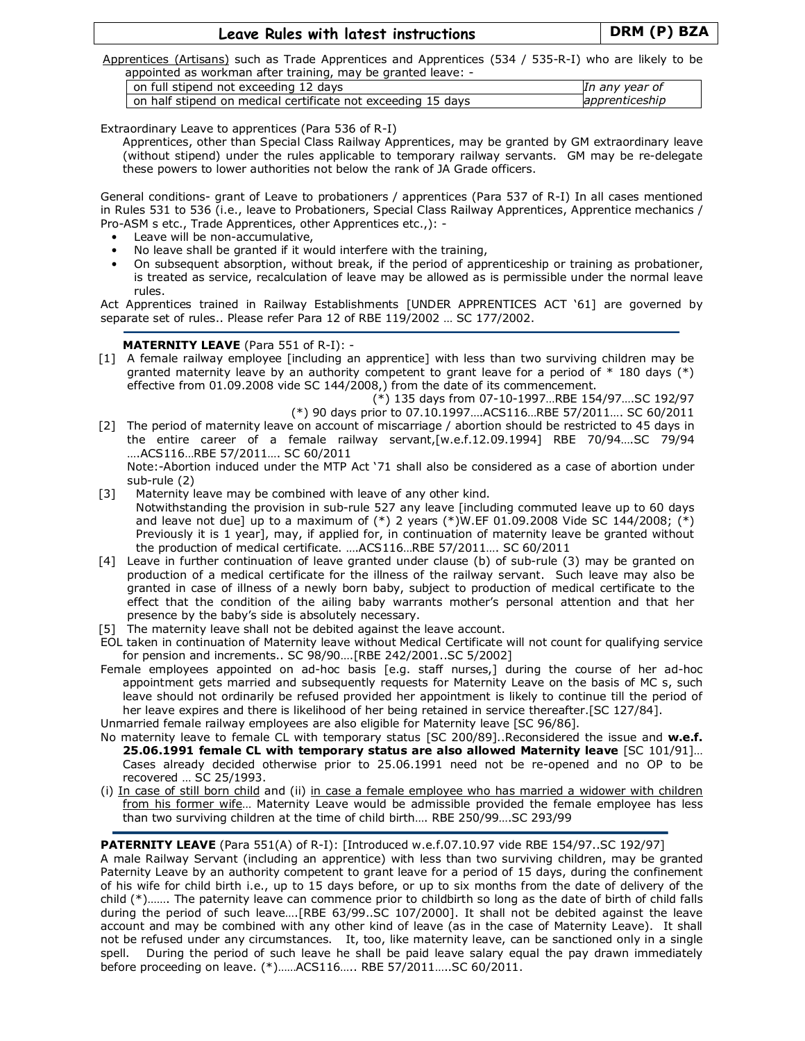Apprentices (Artisans) such as Trade Apprentices and Apprentices (534 / 535-R-I) who are likely to be appointed as workman after training, may be granted leave: -

| | |
|---|---|
| on full stipend not exceeding 12 days | *In any year of apprenticeship* |
| on half stipend on medical certificate not exceeding 15 days | |

Extraordinary Leave to apprentices (Para 536 of R-I)

Apprentices, other than Special Class Railway Apprentices, may be granted by GM extraordinary leave (without stipend) under the rules applicable to temporary railway servants. GM may be re-delegate these powers to lower authorities not below the rank of JA Grade officers.

General conditions- grant of Leave to probationers / apprentices (Para 537 of R-I) In all cases mentioned in Rules 531 to 536 (i.e., leave to Probationers, Special Class Railway Apprentices, Apprentice mechanics / Pro-ASM s etc., Trade Apprentices, other Apprentices etc.,): -

- Leave will be non-accumulative,
- No leave shall be granted if it would interfere with the training,
- On subsequent absorption, without break, if the period of apprenticeship or training as probationer, is treated as service, recalculation of leave may be allowed as is permissible under the normal leave rules.

Act Apprentices trained in Railway Establishments [UNDER APPRENTICES ACT '61] are governed by separate set of rules.. Please refer Para 12 of RBE 119/2002 … SC 177/2002.

**MATERNITY LEAVE** (Para 551 of R-I): -

[1] A female railway employee [including an apprentice] with less than two surviving children may be granted maternity leave by an authority competent to grant leave for a period of * 180 days (*) effective from 01.09.2008 vide SC 144/2008,) from the date of its commencement.

(*) 135 days from 07-10-1997…RBE 154/97….SC 192/97
(*) 90 days prior to 07.10.1997….ACS116…RBE 57/2011…. SC 60/2011

[2] The period of maternity leave on account of miscarriage / abortion should be restricted to 45 days in the entire career of a female railway servant,[w.e.f.12.09.1994] RBE 70/94….SC 79/94 ….ACS116…RBE 57/2011…. SC 60/2011

Note:-Abortion induced under the MTP Act '71 shall also be considered as a case of abortion under sub-rule (2)

[3] Maternity leave may be combined with leave of any other kind.
Notwithstanding the provision in sub-rule 527 any leave [including commuted leave up to 60 days and leave not due] up to a maximum of (*) 2 years (*)W.EF 01.09.2008 Vide SC 144/2008; (*) Previously it is 1 year], may, if applied for, in continuation of maternity leave be granted without the production of medical certificate. ….ACS116…RBE 57/2011…. SC 60/2011

[4] Leave in further continuation of leave granted under clause (b) of sub-rule (3) may be granted on production of a medical certificate for the illness of the railway servant. Such leave may also be granted in case of illness of a newly born baby, subject to production of medical certificate to the effect that the condition of the ailing baby warrants mother's personal attention and that her presence by the baby's side is absolutely necessary.

[5] The maternity leave shall not be debited against the leave account.

EOL taken in continuation of Maternity leave without Medical Certificate will not count for qualifying service for pension and increments.. SC 98/90….[RBE 242/2001..SC 5/2002]

Female employees appointed on ad-hoc basis [e.g. staff nurses,] during the course of her ad-hoc appointment gets married and subsequently requests for Maternity Leave on the basis of MC s, such leave should not ordinarily be refused provided her appointment is likely to continue till the period of her leave expires and there is likelihood of her being retained in service thereafter.[SC 127/84].

Unmarried female railway employees are also eligible for Maternity leave [SC 96/86].

No maternity leave to female CL with temporary status [SC 200/89]..Reconsidered the issue and **w.e.f. 25.06.1991 female CL with temporary status are also allowed Maternity leave** [SC 101/91]… Cases already decided otherwise prior to 25.06.1991 need not be re-opened and no OP to be recovered … SC 25/1993.

(i) In case of still born child and (ii) in case a female employee who has married a widower with children from his former wife… Maternity Leave would be admissible provided the female employee has less than two surviving children at the time of child birth…. RBE 250/99….SC 293/99

**PATERNITY LEAVE** (Para 551(A) of R-I): [Introduced w.e.f.07.10.97 vide RBE 154/97..SC 192/97]

A male Railway Servant (including an apprentice) with less than two surviving children, may be granted Paternity Leave by an authority competent to grant leave for a period of 15 days, during the confinement of his wife for child birth i.e., up to 15 days before, or up to six months from the date of delivery of the child (*)……. The paternity leave can commence prior to childbirth so long as the date of birth of child falls during the period of such leave….[RBE 63/99..SC 107/2000]. It shall not be debited against the leave account and may be combined with any other kind of leave (as in the case of Maternity Leave). It shall not be refused under any circumstances. It, too, like maternity leave, can be sanctioned only in a single spell. During the period of such leave he shall be paid leave salary equal the pay drawn immediately before proceeding on leave. (*)……ACS116….. RBE 57/2011…..SC 60/2011.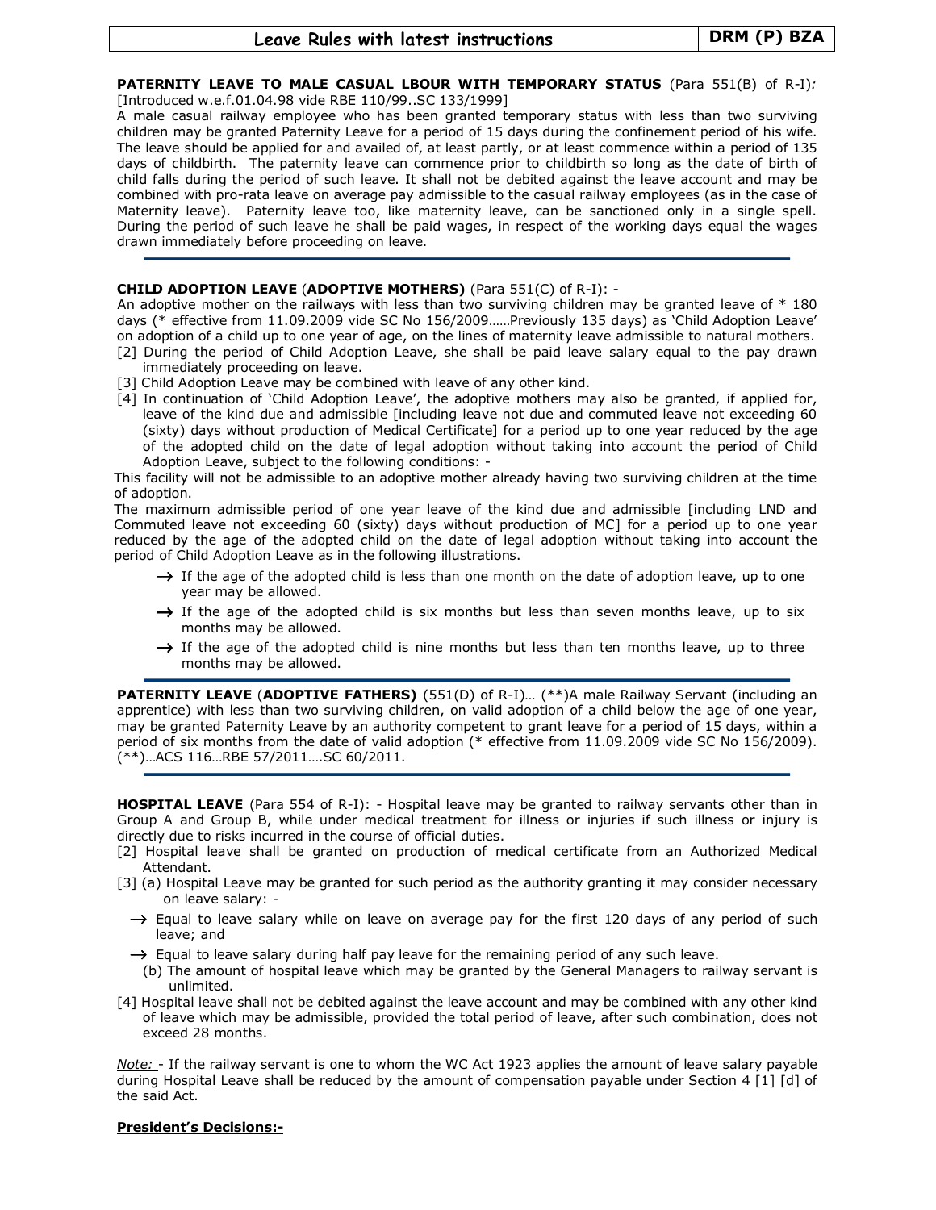**PATERNITY LEAVE TO MALE CASUAL LBOUR WITH TEMPORARY STATUS** (Para 551(B) of R-I)*:* [Introduced w.e.f.01.04.98 vide RBE 110/99..SC 133/1999]

A male casual railway employee who has been granted temporary status with less than two surviving children may be granted Paternity Leave for a period of 15 days during the confinement period of his wife. The leave should be applied for and availed of, at least partly, or at least commence within a period of 135 days of childbirth. The paternity leave can commence prior to childbirth so long as the date of birth of child falls during the period of such leave. It shall not be debited against the leave account and may be combined with pro-rata leave on average pay admissible to the casual railway employees (as in the case of Maternity leave). Paternity leave too, like maternity leave, can be sanctioned only in a single spell. During the period of such leave he shall be paid wages, in respect of the working days equal the wages drawn immediately before proceeding on leave.

---

**CHILD ADOPTION LEAVE** (**ADOPTIVE MOTHERS)** (Para 551(C) of R-I): -

An adoptive mother on the railways with less than two surviving children may be granted leave of * 180 days (* effective from 11.09.2009 vide SC No 156/2009……Previously 135 days) as 'Child Adoption Leave' on adoption of a child up to one year of age, on the lines of maternity leave admissible to natural mothers.

[2] During the period of Child Adoption Leave, she shall be paid leave salary equal to the pay drawn immediately proceeding on leave.

[3] Child Adoption Leave may be combined with leave of any other kind.

[4] In continuation of 'Child Adoption Leave', the adoptive mothers may also be granted, if applied for, leave of the kind due and admissible [including leave not due and commuted leave not exceeding 60 (sixty) days without production of Medical Certificate] for a period up to one year reduced by the age of the adopted child on the date of legal adoption without taking into account the period of Child Adoption Leave, subject to the following conditions: -

This facility will not be admissible to an adoptive mother already having two surviving children at the time of adoption.

The maximum admissible period of one year leave of the kind due and admissible [including LND and Commuted leave not exceeding 60 (sixty) days without production of MC] for a period up to one year reduced by the age of the adopted child on the date of legal adoption without taking into account the period of Child Adoption Leave as in the following illustrations.

- → If the age of the adopted child is less than one month on the date of adoption leave, up to one year may be allowed.
- → If the age of the adopted child is six months but less than seven months leave, up to six months may be allowed.
- → If the age of the adopted child is nine months but less than ten months leave, up to three months may be allowed.

---

**PATERNITY LEAVE** (**ADOPTIVE FATHERS)** (551(D) of R-I)… (**)A male Railway Servant (including an apprentice) with less than two surviving children, on valid adoption of a child below the age of one year, may be granted Paternity Leave by an authority competent to grant leave for a period of 15 days, within a period of six months from the date of valid adoption (* effective from 11.09.2009 vide SC No 156/2009). (**)…ACS 116…RBE 57/2011….SC 60/2011.

---

**HOSPITAL LEAVE** (Para 554 of R-I): - Hospital leave may be granted to railway servants other than in Group A and Group B, while under medical treatment for illness or injuries if such illness or injury is directly due to risks incurred in the course of official duties.

[2] Hospital leave shall be granted on production of medical certificate from an Authorized Medical Attendant.

[3] (a) Hospital Leave may be granted for such period as the authority granting it may consider necessary on leave salary: -

- → Equal to leave salary while on leave on average pay for the first 120 days of any period of such leave; and
- → Equal to leave salary during half pay leave for the remaining period of any such leave.

(b) The amount of hospital leave which may be granted by the General Managers to railway servant is unlimited.

[4] Hospital leave shall not be debited against the leave account and may be combined with any other kind of leave which may be admissible, provided the total period of leave, after such combination, does not exceed 28 months.

*Note:* - If the railway servant is one to whom the WC Act 1923 applies the amount of leave salary payable during Hospital Leave shall be reduced by the amount of compensation payable under Section 4 [1] [d] of the said Act.

**President's Decisions:-**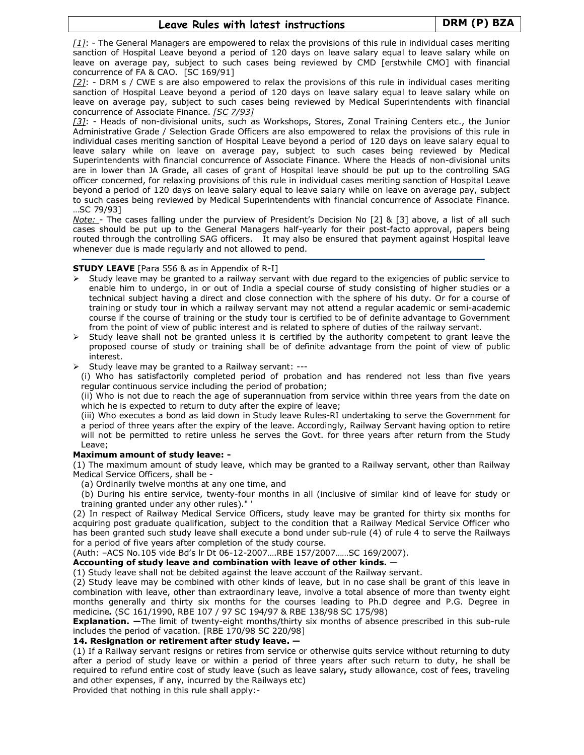*[1]*: - The General Managers are empowered to relax the provisions of this rule in individual cases meriting sanction of Hospital Leave beyond a period of 120 days on leave salary equal to leave salary while on leave on average pay, subject to such cases being reviewed by CMD [erstwhile CMO] with financial concurrence of FA & CAO. [SC 169/91]

*[2]*: - DRM s / CWE s are also empowered to relax the provisions of this rule in individual cases meriting sanction of Hospital Leave beyond a period of 120 days on leave salary equal to leave salary while on leave on average pay, subject to such cases being reviewed by Medical Superintendents with financial concurrence of Associate Finance. *[SC 7/93]*

*[3]*: - Heads of non-divisional units, such as Workshops, Stores, Zonal Training Centers etc., the Junior Administrative Grade / Selection Grade Officers are also empowered to relax the provisions of this rule in individual cases meriting sanction of Hospital Leave beyond a period of 120 days on leave salary equal to leave salary while on leave on average pay, subject to such cases being reviewed by Medical Superintendents with financial concurrence of Associate Finance. Where the Heads of non-divisional units are in lower than JA Grade, all cases of grant of Hospital leave should be put up to the controlling SAG officer concerned, for relaxing provisions of this rule in individual cases meriting sanction of Hospital Leave beyond a period of 120 days on leave salary equal to leave salary while on leave on average pay, subject to such cases being reviewed by Medical Superintendents with financial concurrence of Associate Finance. …SC 79/93]

*Note:* - The cases falling under the purview of President's Decision No [2] & [3] above, a list of all such cases should be put up to the General Managers half-yearly for their post-facto approval, papers being routed through the controlling SAG officers. It may also be ensured that payment against Hospital leave whenever due is made regularly and not allowed to pend.

---

**STUDY LEAVE** [Para 556 & as in Appendix of R-I]

- Study leave may be granted to a railway servant with due regard to the exigencies of public service to enable him to undergo, in or out of India a special course of study consisting of higher studies or a technical subject having a direct and close connection with the sphere of his duty. Or for a course of training or study tour in which a railway servant may not attend a regular academic or semi-academic course if the course of training or the study tour is certified to be of definite advantage to Government from the point of view of public interest and is related to sphere of duties of the railway servant.
- Study leave shall not be granted unless it is certified by the authority competent to grant leave the proposed course of study or training shall be of definite advantage from the point of view of public interest.
- Study leave may be granted to a Railway servant: ---

  (i) Who has satisfactorily completed period of probation and has rendered not less than five years regular continuous service including the period of probation;

  (ii) Who is not due to reach the age of superannuation from service within three years from the date on which he is expected to return to duty after the expire of leave;

  (iii) Who executes a bond as laid down in Study leave Rules-RI undertaking to serve the Government for a period of three years after the expiry of the leave. Accordingly, Railway Servant having option to retire will not be permitted to retire unless he serves the Govt. for three years after return from the Study Leave;

**Maximum amount of study leave: -**

(1) The maximum amount of study leave, which may be granted to a Railway servant, other than Railway Medical Service Officers, shall be -

  (a) Ordinarily twelve months at any one time, and

  (b) During his entire service, twenty-four months in all (inclusive of similar kind of leave for study or training granted under any other rules)." '

(2) In respect of Railway Medical Service Officers, study leave may be granted for thirty six months for acquiring post graduate qualification, subject to the condition that a Railway Medical Service Officer who has been granted such study leave shall execute a bond under sub-rule (4) of rule 4 to serve the Railways for a period of five years after completion of the study course.

(Auth: –ACS No.105 vide Bd's lr Dt 06-12-2007….RBE 157/2007……SC 169/2007).

**Accounting of study leave and combination with leave of other kinds. —**

(1) Study leave shall not be debited against the leave account of the Railway servant.

(2) Study leave may be combined with other kinds of leave, but in no case shall be grant of this leave in combination with leave, other than extraordinary leave, involve a total absence of more than twenty eight months generally and thirty six months for the courses leading to Ph.D degree and P.G. Degree in medicine**.** (SC 161/1990, RBE 107 / 97 SC 194/97 & RBE 138/98 SC 175/98)

**Explanation. —**The limit of twenty-eight months/thirty six months of absence prescribed in this sub-rule includes the period of vacation. [RBE 170/98 SC 220/98]

**14. Resignation or retirement after study leave. —**

(1) If a Railway servant resigns or retires from service or otherwise quits service without returning to duty after a period of study leave or within a period of three years after such return to duty, he shall be required to refund entire cost of study leave (such as leave salary**,** study allowance, cost of fees, traveling and other expenses, if any, incurred by the Railways etc)

Provided that nothing in this rule shall apply:-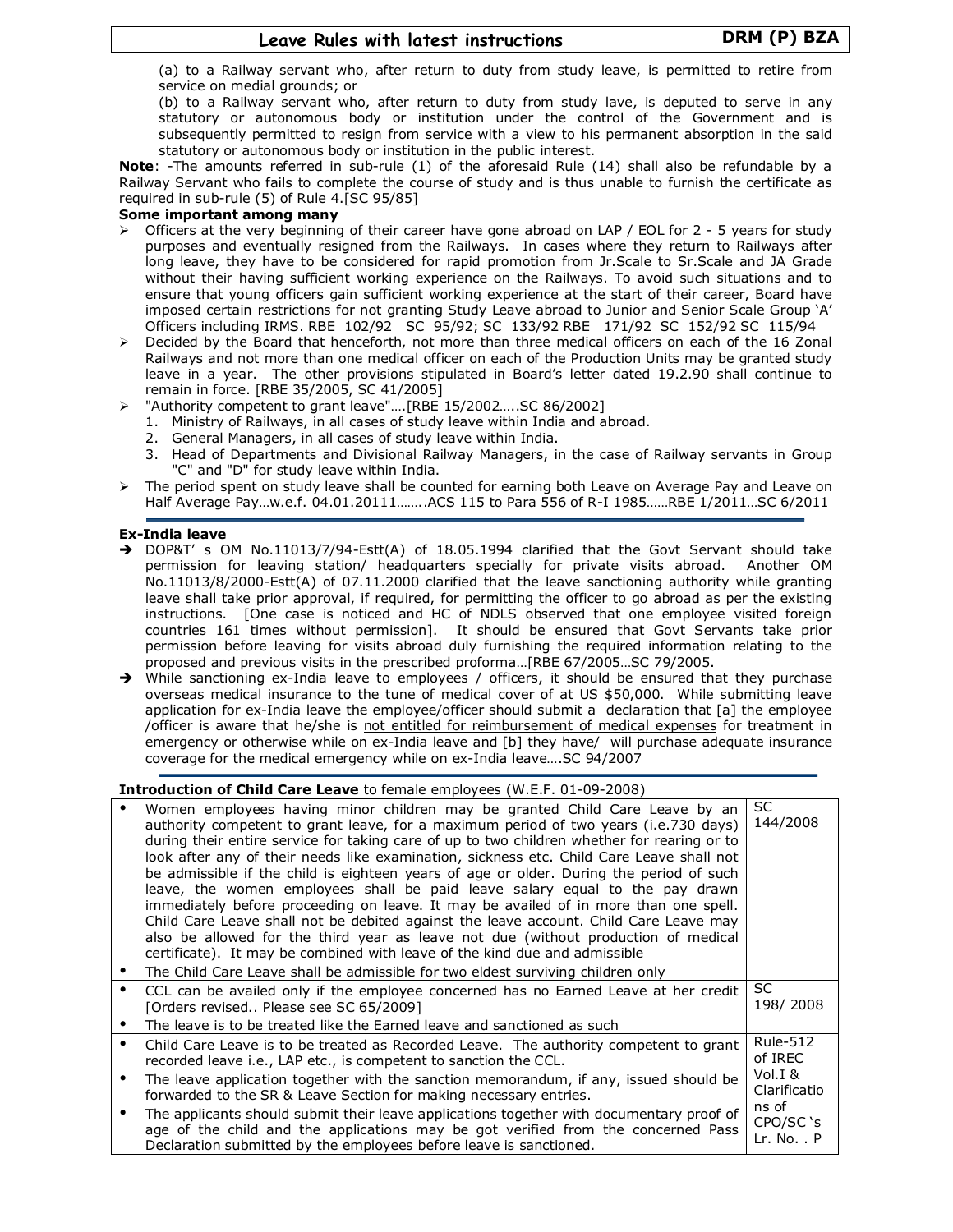(a) to a Railway servant who, after return to duty from study leave, is permitted to retire from service on medial grounds; or

(b) to a Railway servant who, after return to duty from study lave, is deputed to serve in any statutory or autonomous body or institution under the control of the Government and is subsequently permitted to resign from service with a view to his permanent absorption in the said statutory or autonomous body or institution in the public interest.

**Note**: -The amounts referred in sub-rule (1) of the aforesaid Rule (14) shall also be refundable by a Railway Servant who fails to complete the course of study and is thus unable to furnish the certificate as required in sub-rule (5) of Rule 4.[SC 95/85]

**Some important among many**

- Officers at the very beginning of their career have gone abroad on LAP / EOL for 2 - 5 years for study purposes and eventually resigned from the Railways. In cases where they return to Railways after long leave, they have to be considered for rapid promotion from Jr.Scale to Sr.Scale and JA Grade without their having sufficient working experience on the Railways. To avoid such situations and to ensure that young officers gain sufficient working experience at the start of their career, Board have imposed certain restrictions for not granting Study Leave abroad to Junior and Senior Scale Group 'A' Officers including IRMS. RBE 102/92 SC 95/92; SC 133/92 RBE 171/92 SC 152/92 SC 115/94
- Decided by the Board that henceforth, not more than three medical officers on each of the 16 Zonal Railways and not more than one medical officer on each of the Production Units may be granted study leave in a year. The other provisions stipulated in Board's letter dated 19.2.90 shall continue to remain in force. [RBE 35/2005, SC 41/2005]
- "Authority competent to grant leave"….[RBE 15/2002…..SC 86/2002]
  1. Ministry of Railways, in all cases of study leave within India and abroad.
  2. General Managers, in all cases of study leave within India.
  3. Head of Departments and Divisional Railway Managers, in the case of Railway servants in Group "C" and "D" for study leave within India.
- The period spent on study leave shall be counted for earning both Leave on Average Pay and Leave on Half Average Pay…w.e.f. 04.01.20111……..ACS 115 to Para 556 of R-I 1985……RBE 1/2011…SC 6/2011

**Ex-India leave**

- DOP&T' s OM No.11013/7/94-Estt(A) of 18.05.1994 clarified that the Govt Servant should take permission for leaving station/ headquarters specially for private visits abroad. Another OM No.11013/8/2000-Estt(A) of 07.11.2000 clarified that the leave sanctioning authority while granting leave shall take prior approval, if required, for permitting the officer to go abroad as per the existing instructions. [One case is noticed and HC of NDLS observed that one employee visited foreign countries 161 times without permission]. It should be ensured that Govt Servants take prior permission before leaving for visits abroad duly furnishing the required information relating to the proposed and previous visits in the prescribed proforma…[RBE 67/2005…SC 79/2005.
- While sanctioning ex-India leave to employees / officers, it should be ensured that they purchase overseas medical insurance to the tune of medical cover of at US $50,000. While submitting leave application for ex-India leave the employee/officer should submit a declaration that [a] the employee /officer is aware that he/she is <u>not entitled for reimbursement of medical expenses</u> for treatment in emergency or otherwise while on ex-India leave and [b] they have/ will purchase adequate insurance coverage for the medical emergency while on ex-India leave….SC 94/2007

**Introduction of Child Care Leave** to female employees (W.E.F. 01-09-2008)

| | |
|---|---|
| • Women employees having minor children may be granted Child Care Leave by an authority competent to grant leave, for a maximum period of two years (i.e.730 days) during their entire service for taking care of up to two children whether for rearing or to look after any of their needs like examination, sickness etc. Child Care Leave shall not be admissible if the child is eighteen years of age or older. During the period of such leave, the women employees shall be paid leave salary equal to the pay drawn immediately before proceeding on leave. It may be availed of in more than one spell. Child Care Leave shall not be debited against the leave account. Child Care Leave may also be allowed for the third year as leave not due (without production of medical certificate). It may be combined with leave of the kind due and admissible<br>• The Child Care Leave shall be admissible for two eldest surviving children only | SC 144/2008 |
| • CCL can be availed only if the employee concerned has no Earned Leave at her credit [Orders revised.. Please see SC 65/2009]<br>• The leave is to be treated like the Earned leave and sanctioned as such | SC 198/ 2008 |
| • Child Care Leave is to be treated as Recorded Leave. The authority competent to grant recorded leave i.e., LAP etc., is competent to sanction the CCL.<br>• The leave application together with the sanction memorandum, if any, issued should be forwarded to the SR & Leave Section for making necessary entries.<br>• The applicants should submit their leave applications together with documentary proof of age of the child and the applications may be got verified from the concerned Pass Declaration submitted by the employees before leave is sanctioned. | Rule-512 of IREC Vol.I & Clarifications of CPO/SC 's Lr. No. . P |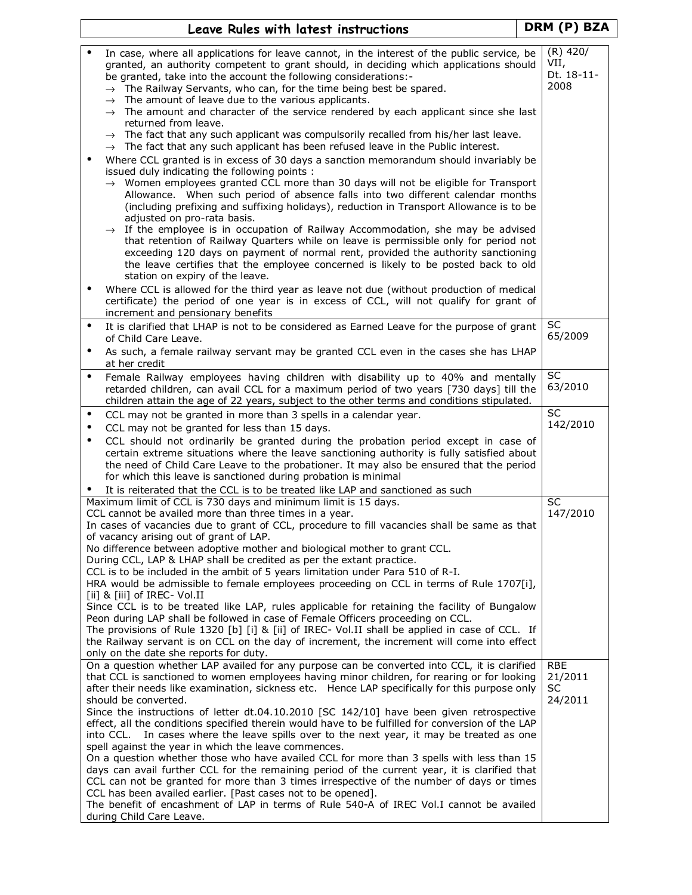| Leave Rules with latest instructions | DRM (P) BZA |
|---|---|
| • In case, where all applications for leave cannot, in the interest of the public service, be granted, an authority competent to grant should, in deciding which applications should be granted, take into the account the following considerations:-<br>→ The Railway Servants, who can, for the time being best be spared.<br>→ The amount of leave due to the various applicants.<br>→ The amount and character of the service rendered by each applicant since she last returned from leave.<br>→ The fact that any such applicant was compulsorily recalled from his/her last leave.<br>→ The fact that any such applicant has been refused leave in the Public interest.<br>• Where CCL granted is in excess of 30 days a sanction memorandum should invariably be issued duly indicating the following points :<br>→ Women employees granted CCL more than 30 days will not be eligible for Transport Allowance. When such period of absence falls into two different calendar months (including prefixing and suffixing holidays), reduction in Transport Allowance is to be adjusted on pro-rata basis.<br>→ If the employee is in occupation of Railway Accommodation, she may be advised that retention of Railway Quarters while on leave is permissible only for period not exceeding 120 days on payment of normal rent, provided the authority sanctioning the leave certifies that the employee concerned is likely to be posted back to old station on expiry of the leave.<br>• Where CCL is allowed for the third year as leave not due (without production of medical certificate) the period of one year is in excess of CCL, will not qualify for grant of increment and pensionary benefits | (R) 420/ VII, Dt. 18-11-2008 |
| • It is clarified that LHAP is not to be considered as Earned Leave for the purpose of grant of Child Care Leave.<br>• As such, a female railway servant may be granted CCL even in the cases she has LHAP at her credit | SC 65/2009 |
| • Female Railway employees having children with disability up to 40% and mentally retarded children, can avail CCL for a maximum period of two years [730 days] till the children attain the age of 22 years, subject to the other terms and conditions stipulated. | SC 63/2010 |
| • CCL may not be granted in more than 3 spells in a calendar year.<br>• CCL may not be granted for less than 15 days.<br>• CCL should not ordinarily be granted during the probation period except in case of certain extreme situations where the leave sanctioning authority is fully satisfied about the need of Child Care Leave to the probationer. It may also be ensured that the period for which this leave is sanctioned during probation is minimal<br>• It is reiterated that the CCL is to be treated like LAP and sanctioned as such | SC 142/2010 |
| Maximum limit of CCL is 730 days and minimum limit is 15 days.<br>CCL cannot be availed more than three times in a year.<br>In cases of vacancies due to grant of CCL, procedure to fill vacancies shall be same as that of vacancy arising out of grant of LAP.<br>No difference between adoptive mother and biological mother to grant CCL.<br>During CCL, LAP & LHAP shall be credited as per the extant practice.<br>CCL is to be included in the ambit of 5 years limitation under Para 510 of R-I.<br>HRA would be admissible to female employees proceeding on CCL in terms of Rule 1707[i], [ii] & [iii] of IREC- Vol.II<br>Since CCL is to be treated like LAP, rules applicable for retaining the facility of Bungalow Peon during LAP shall be followed in case of Female Officers proceeding on CCL.<br>The provisions of Rule 1320 [b] [i] & [ii] of IREC- Vol.II shall be applied in case of CCL. If the Railway servant is on CCL on the day of increment, the increment will come into effect only on the date she reports for duty. | SC 147/2010 |
| On a question whether LAP availed for any purpose can be converted into CCL, it is clarified that CCL is sanctioned to women employees having minor children, for rearing or for looking after their needs like examination, sickness etc. Hence LAP specifically for this purpose only should be converted.<br>Since the instructions of letter dt.04.10.2010 [SC 142/10] have been given retrospective effect, all the conditions specified therein would have to be fulfilled for conversion of the LAP into CCL. In cases where the leave spills over to the next year, it may be treated as one spell against the year in which the leave commences.<br>On a question whether those who have availed CCL for more than 3 spells with less than 15 days can avail further CCL for the remaining period of the current year, it is clarified that CCL can not be granted for more than 3 times irrespective of the number of days or times CCL has been availed earlier. [Past cases not to be opened].<br>The benefit of encashment of LAP in terms of Rule 540-A of IREC Vol.I cannot be availed during Child Care Leave. | RBE 21/2011 SC 24/2011 |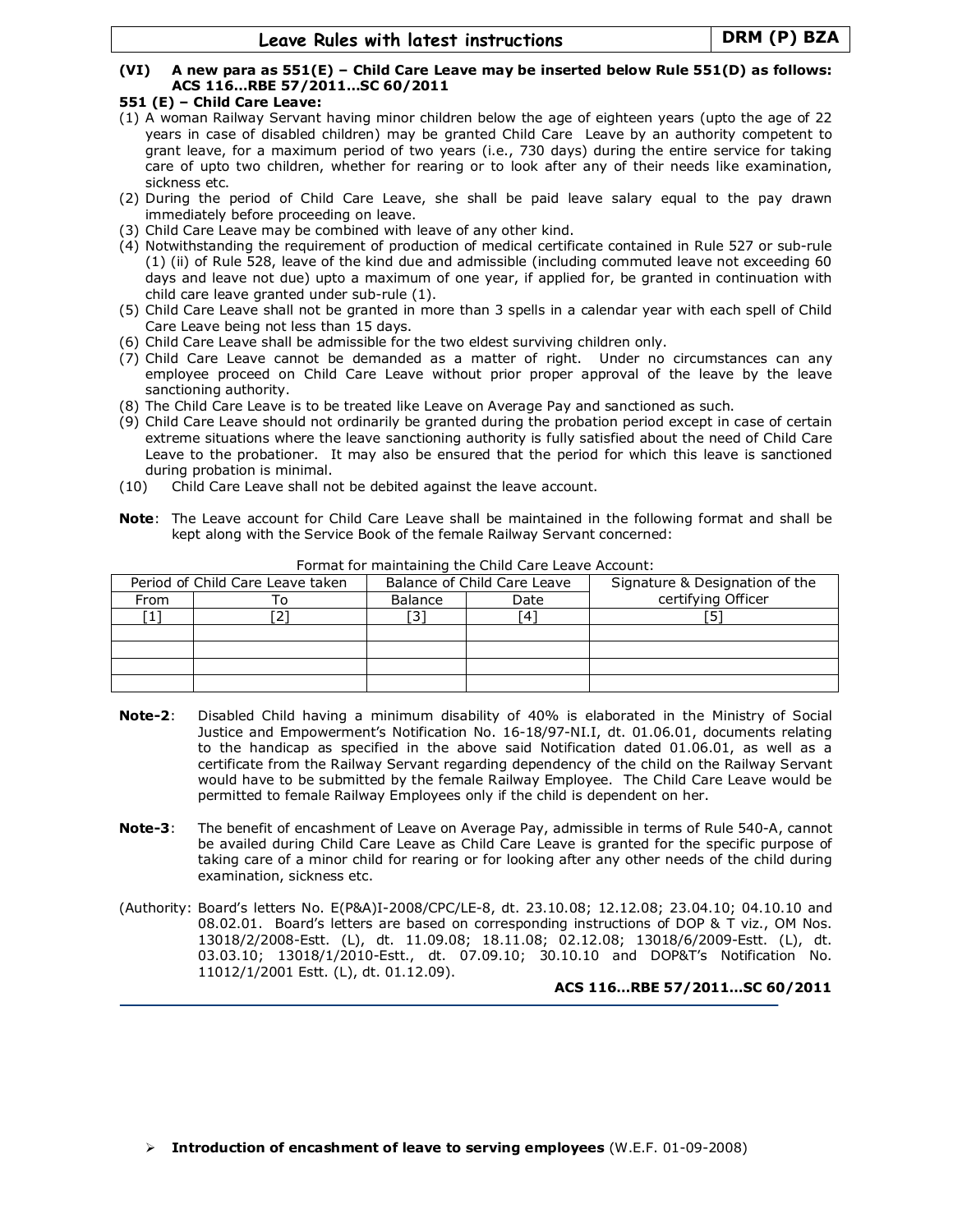**(VI) A new para as 551(E) – Child Care Leave may be inserted below Rule 551(D) as follows: ACS 116…RBE 57/2011…SC 60/2011**

**551 (E) – Child Care Leave:**

(1) A woman Railway Servant having minor children below the age of eighteen years (upto the age of 22 years in case of disabled children) may be granted Child Care Leave by an authority competent to grant leave, for a maximum period of two years (i.e., 730 days) during the entire service for taking care of upto two children, whether for rearing or to look after any of their needs like examination, sickness etc.

(2) During the period of Child Care Leave, she shall be paid leave salary equal to the pay drawn immediately before proceeding on leave.

(3) Child Care Leave may be combined with leave of any other kind.

(4) Notwithstanding the requirement of production of medical certificate contained in Rule 527 or sub-rule (1) (ii) of Rule 528, leave of the kind due and admissible (including commuted leave not exceeding 60 days and leave not due) upto a maximum of one year, if applied for, be granted in continuation with child care leave granted under sub-rule (1).

(5) Child Care Leave shall not be granted in more than 3 spells in a calendar year with each spell of Child Care Leave being not less than 15 days.

(6) Child Care Leave shall be admissible for the two eldest surviving children only.

(7) Child Care Leave cannot be demanded as a matter of right. Under no circumstances can any employee proceed on Child Care Leave without prior proper approval of the leave by the leave sanctioning authority.

(8) The Child Care Leave is to be treated like Leave on Average Pay and sanctioned as such.

(9) Child Care Leave should not ordinarily be granted during the probation period except in case of certain extreme situations where the leave sanctioning authority is fully satisfied about the need of Child Care Leave to the probationer. It may also be ensured that the period for which this leave is sanctioned during probation is minimal.

(10) Child Care Leave shall not be debited against the leave account.

**Note**: The Leave account for Child Care Leave shall be maintained in the following format and shall be kept along with the Service Book of the female Railway Servant concerned:

Format for maintaining the Child Care Leave Account:

| Period of Child Care Leave taken | | Balance of Child Care Leave | | Signature & Designation of the certifying Officer |
|---|---|---|---|---|
| From | To | Balance | Date | |
| [1] | [2] | [3] | [4] | [5] |
| | | | | |
| | | | | |
| | | | | |
| | | | | |

**Note-2**: Disabled Child having a minimum disability of 40% is elaborated in the Ministry of Social Justice and Empowerment's Notification No. 16-18/97-NI.I, dt. 01.06.01, documents relating to the handicap as specified in the above said Notification dated 01.06.01, as well as a certificate from the Railway Servant regarding dependency of the child on the Railway Servant would have to be submitted by the female Railway Employee. The Child Care Leave would be permitted to female Railway Employees only if the child is dependent on her.

**Note-3**: The benefit of encashment of Leave on Average Pay, admissible in terms of Rule 540-A, cannot be availed during Child Care Leave as Child Care Leave is granted for the specific purpose of taking care of a minor child for rearing or for looking after any other needs of the child during examination, sickness etc.

(Authority: Board's letters No. E(P&A)I-2008/CPC/LE-8, dt. 23.10.08; 12.12.08; 23.04.10; 04.10.10 and 08.02.01. Board's letters are based on corresponding instructions of DOP & T viz., OM Nos. 13018/2/2008-Estt. (L), dt. 11.09.08; 18.11.08; 02.12.08; 13018/6/2009-Estt. (L), dt. 03.03.10; 13018/1/2010-Estt., dt. 07.09.10; 30.10.10 and DOP&T's Notification No. 11012/1/2001 Estt. (L), dt. 01.12.09).

**ACS 116…RBE 57/2011…SC 60/2011**

---

- **Introduction of encashment of leave to serving employees** (W.E.F. 01-09-2008)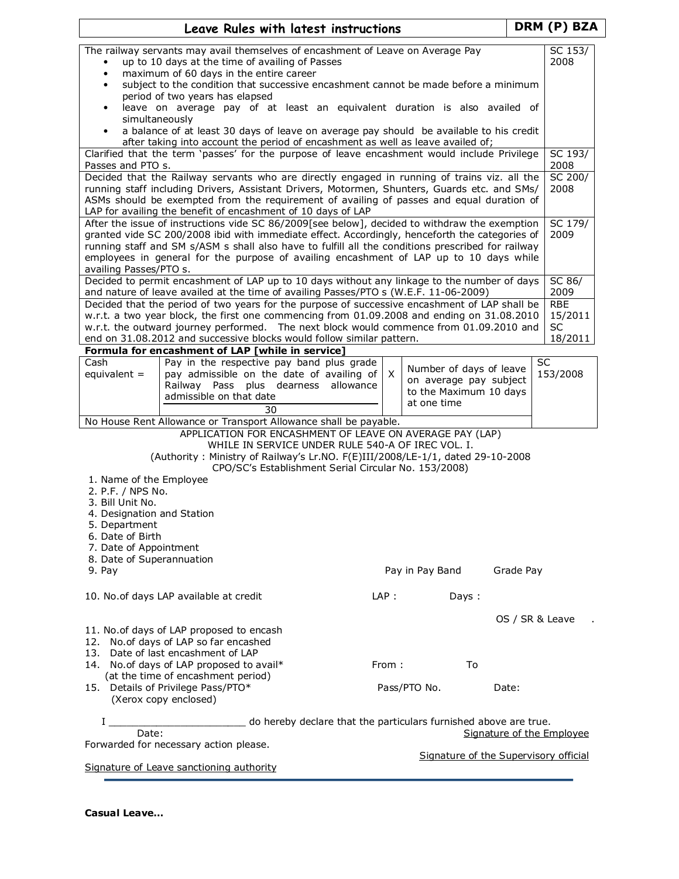| Leave Rules with latest instructions | DRM (P) BZA |
|---|---|

| | |
|---|---|
| The railway servants may avail themselves of encashment of Leave on Average Pay<br>• up to 10 days at the time of availing of Passes<br>• maximum of 60 days in the entire career<br>• subject to the condition that successive encashment cannot be made before a minimum period of two years has elapsed<br>• leave on average pay of at least an equivalent duration is also availed of simultaneously<br>• a balance of at least 30 days of leave on average pay should be available to his credit after taking into account the period of encashment as well as leave availed of; | SC 153/ 2008 |
| Clarified that the term 'passes' for the purpose of leave encashment would include Privilege Passes and PTO s. | SC 193/ 2008 |
| Decided that the Railway servants who are directly engaged in running of trains viz. all the running staff including Drivers, Assistant Drivers, Motormen, Shunters, Guards etc. and SMs/ ASMs should be exempted from the requirement of availing of passes and equal duration of LAP for availing the benefit of encashment of 10 days of LAP | SC 200/ 2008 |
| After the issue of instructions vide SC 86/2009[see below], decided to withdraw the exemption granted vide SC 200/2008 ibid with immediate effect. Accordingly, henceforth the categories of running staff and SM s/ASM s shall also have to fulfill all the conditions prescribed for railway employees in general for the purpose of availing encashment of LAP up to 10 days while availing Passes/PTO s. | SC 179/ 2009 |
| Decided to permit encashment of LAP up to 10 days without any linkage to the number of days and nature of leave availed at the time of availing Passes/PTO s (W.E.F. 11-06-2009) | SC 86/ 2009 |
| Decided that the period of two years for the purpose of successive encashment of LAP shall be w.r.t. a two year block, the first one commencing from 01.09.2008 and ending on 31.08.2010 w.r.t. the outward journey performed. The next block would commence from 01.09.2010 and end on 31.08.2012 and successive blocks would follow similar pattern. | RBE 15/2011 SC 18/2011 |

**Formula for encashment of LAP [while in service]**

| | | | | |
|---|---|---|---|---|
| Cash equivalent = | Pay in the respective pay band plus grade pay admissible on the date of availing of Railway Pass plus dearness allowance admissible on that date / 30 | X | Number of days of leave on average pay subject to the Maximum 10 days at one time | SC 153/2008 |
| No House Rent Allowance or Transport Allowance shall be payable. | | | | |

APPLICATION FOR ENCASHMENT OF LEAVE ON AVERAGE PAY (LAP)
WHILE IN SERVICE UNDER RULE 540-A OF IREC VOL. I.
(Authority : Ministry of Railway's Lr.NO. F(E)III/2008/LE-1/1, dated 29-10-2008
CPO/SC's Establishment Serial Circular No. 153/2008)

1. Name of the Employee
2. P.F. / NPS No.
3. Bill Unit No.
4. Designation and Station
5. Department
6. Date of Birth
7. Date of Appointment
8. Date of Superannuation
9. Pay                Pay in Pay Band        Grade Pay
10. No.of days LAP available at credit        LAP :        Days :
                OS / SR & Leave .
11. No.of days of LAP proposed to encash
12. No.of days of LAP so far encashed
13. Date of last encashment of LAP
14. No.of days of LAP proposed to avail*        From :        To
    (at the time of encashment period)
15. Details of Privilege Pass/PTO*        Pass/PTO No.        Date:
    (Xerox copy enclosed)

I _______________________ do hereby declare that the particulars furnished above are true.

Date:                Signature of the Employee

Forwarded for necessary action please.

Signature of the Supervisory official

Signature of Leave sanctioning authority

---

**Casual Leave…**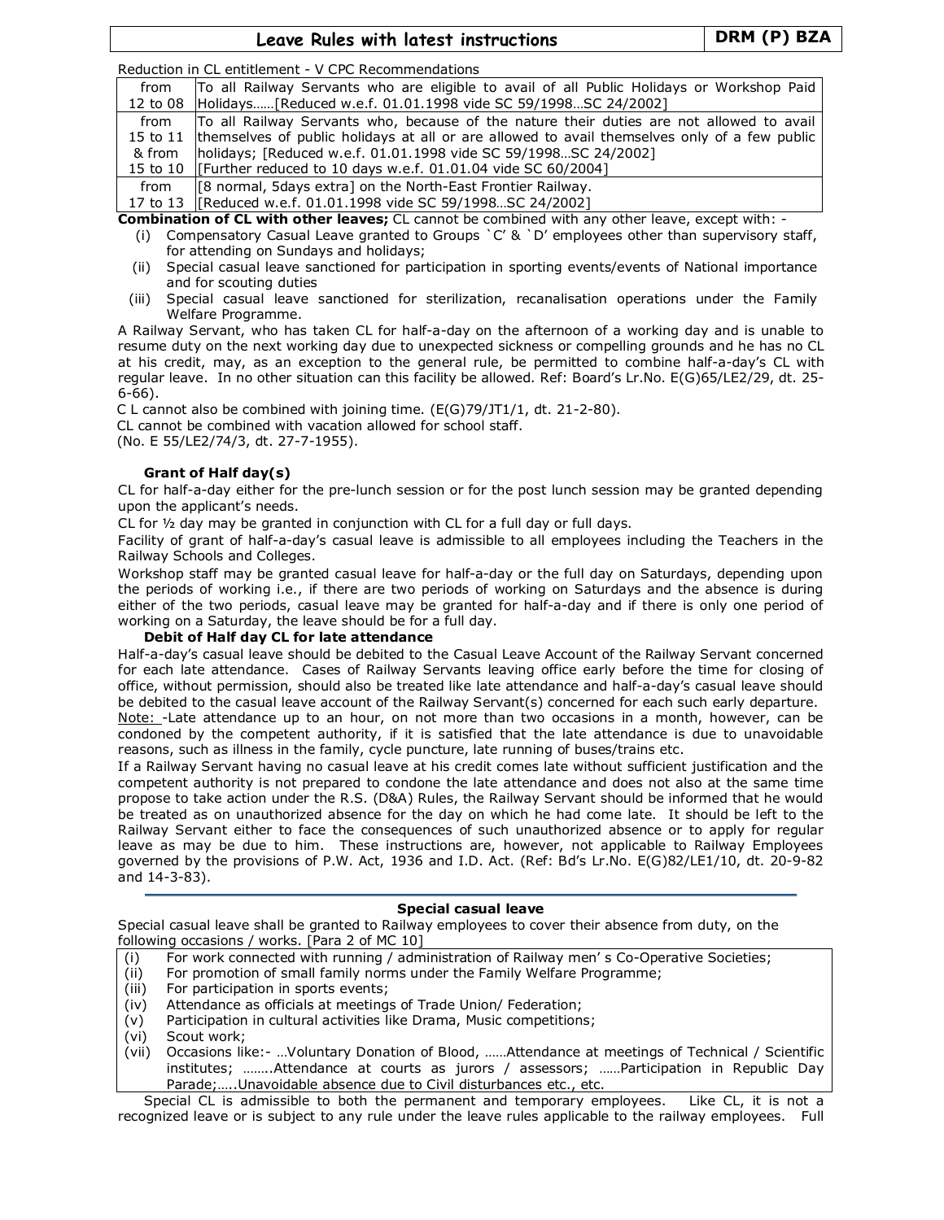Reduction in CL entitlement - V CPC Recommendations

| | |
|---|---|
| from 12 to 08 | To all Railway Servants who are eligible to avail of all Public Holidays or Workshop Paid Holidays……[Reduced w.e.f. 01.01.1998 vide SC 59/1998…SC 24/2002] |
| from 15 to 11 & from 15 to 10 | To all Railway Servants who, because of the nature their duties are not allowed to avail themselves of public holidays at all or are allowed to avail themselves only of a few public holidays; [Reduced w.e.f. 01.01.1998 vide SC 59/1998…SC 24/2002] [Further reduced to 10 days w.e.f. 01.01.04 vide SC 60/2004] |
| from 17 to 13 | [8 normal, 5days extra] on the North-East Frontier Railway. [Reduced w.e.f. 01.01.1998 vide SC 59/1998…SC 24/2002] |

**Combination of CL with other leaves;** CL cannot be combined with any other leave, except with: -

(i) Compensatory Casual Leave granted to Groups `C' & `D' employees other than supervisory staff, for attending on Sundays and holidays;
(ii) Special casual leave sanctioned for participation in sporting events/events of National importance and for scouting duties
(iii) Special casual leave sanctioned for sterilization, recanalisation operations under the Family Welfare Programme.

A Railway Servant, who has taken CL for half-a-day on the afternoon of a working day and is unable to resume duty on the next working day due to unexpected sickness or compelling grounds and he has no CL at his credit, may, as an exception to the general rule, be permitted to combine half-a-day's CL with regular leave. In no other situation can this facility be allowed. Ref: Board's Lr.No. E(G)65/LE2/29, dt. 25-6-66).

C L cannot also be combined with joining time. (E(G)79/JT1/1, dt. 21-2-80).

CL cannot be combined with vacation allowed for school staff.
(No. E 55/LE2/74/3, dt. 27-7-1955).

**Grant of Half day(s)**

CL for half-a-day either for the pre-lunch session or for the post lunch session may be granted depending upon the applicant's needs.

CL for ½ day may be granted in conjunction with CL for a full day or full days.

Facility of grant of half-a-day's casual leave is admissible to all employees including the Teachers in the Railway Schools and Colleges.

Workshop staff may be granted casual leave for half-a-day or the full day on Saturdays, depending upon the periods of working i.e., if there are two periods of working on Saturdays and the absence is during either of the two periods, casual leave may be granted for half-a-day and if there is only one period of working on a Saturday, the leave should be for a full day.

**Debit of Half day CL for late attendance**

Half-a-day's casual leave should be debited to the Casual Leave Account of the Railway Servant concerned for each late attendance. Cases of Railway Servants leaving office early before the time for closing of office, without permission, should also be treated like late attendance and half-a-day's casual leave should be debited to the casual leave account of the Railway Servant(s) concerned for each such early departure.

Note: -Late attendance up to an hour, on not more than two occasions in a month, however, can be condoned by the competent authority, if it is satisfied that the late attendance is due to unavoidable reasons, such as illness in the family, cycle puncture, late running of buses/trains etc.

If a Railway Servant having no casual leave at his credit comes late without sufficient justification and the competent authority is not prepared to condone the late attendance and does not also at the same time propose to take action under the R.S. (D&A) Rules, the Railway Servant should be informed that he would be treated as on unauthorized absence for the day on which he had come late. It should be left to the Railway Servant either to face the consequences of such unauthorized absence or to apply for regular leave as may be due to him. These instructions are, however, not applicable to Railway Employees governed by the provisions of P.W. Act, 1936 and I.D. Act. (Ref: Bd's Lr.No. E(G)82/LE1/10, dt. 20-9-82 and 14-3-83).

---

**Special casual leave**

Special casual leave shall be granted to Railway employees to cover their absence from duty, on the following occasions / works. [Para 2 of MC 10]

(i) For work connected with running / administration of Railway men' s Co-Operative Societies;
(ii) For promotion of small family norms under the Family Welfare Programme;
(iii) For participation in sports events;
(iv) Attendance as officials at meetings of Trade Union/ Federation;
(v) Participation in cultural activities like Drama, Music competitions;
(vi) Scout work;
(vii) Occasions like:- …Voluntary Donation of Blood, ……Attendance at meetings of Technical / Scientific institutes; ……..Attendance at courts as jurors / assessors; ……Participation in Republic Day Parade;…..Unavoidable absence due to Civil disturbances etc., etc.

Special CL is admissible to both the permanent and temporary employees. Like CL, it is not a recognized leave or is subject to any rule under the leave rules applicable to the railway employees. Full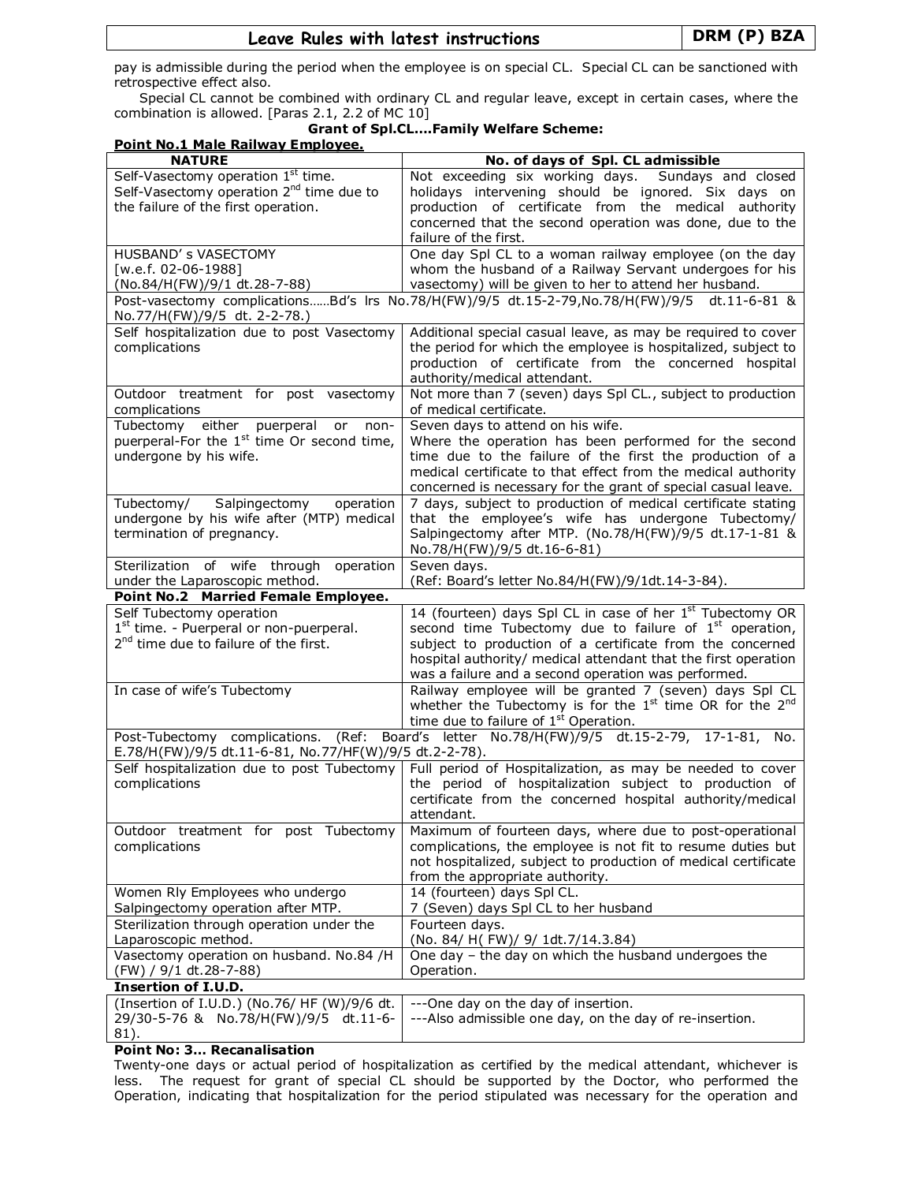pay is admissible during the period when the employee is on special CL. Special CL can be sanctioned with retrospective effect also.

Special CL cannot be combined with ordinary CL and regular leave, except in certain cases, where the combination is allowed. [Paras 2.1, 2.2 of MC 10]

**Grant of Spl.CL….Family Welfare Scheme:**

**Point No.1 Male Railway Employee.**

| NATURE | No. of days of Spl. CL admissible |
|---|---|
| Self-Vasectomy operation 1st time.<br>Self-Vasectomy operation 2nd time due to the failure of the first operation. | Not exceeding six working days. Sundays and closed holidays intervening should be ignored. Six days on production of certificate from the medical authority concerned that the second operation was done, due to the failure of the first. |
| HUSBAND' s VASECTOMY<br>[w.e.f. 02-06-1988]<br>(No.84/H(FW)/9/1 dt.28-7-88) | One day Spl CL to a woman railway employee (on the day whom the husband of a Railway Servant undergoes for his vasectomy) will be given to her to attend her husband. |
| Post-vasectomy complications……Bd's lrs No.78/H(FW)/9/5 dt.15-2-79,No.78/H(FW)/9/5 dt.11-6-81 & No.77/H(FW)/9/5 dt. 2-2-78.) | |
| Self hospitalization due to post Vasectomy complications | Additional special casual leave, as may be required to cover the period for which the employee is hospitalized, subject to production of certificate from the concerned hospital authority/medical attendant. |
| Outdoor treatment for post vasectomy complications | Not more than 7 (seven) days Spl CL., subject to production of medical certificate. |
| Tubectomy either puerperal or non-puerperal-For the 1st time Or second time, undergone by his wife. | Seven days to attend on his wife.<br>Where the operation has been performed for the second time due to the failure of the first the production of a medical certificate to that effect from the medical authority concerned is necessary for the grant of special casual leave. |
| Tubectomy/ Salpingectomy operation undergone by his wife after (MTP) medical termination of pregnancy. | 7 days, subject to production of medical certificate stating that the employee's wife has undergone Tubectomy/ Salpingectomy after MTP. (No.78/H(FW)/9/5 dt.17-1-81 & No.78/H(FW)/9/5 dt.16-6-81) |
| Sterilization of wife through operation under the Laparoscopic method. | Seven days.<br>(Ref: Board's letter No.84/H(FW)/9/1dt.14-3-84). |

**Point No.2 Married Female Employee.**

| NATURE | No. of days of Spl. CL admissible |
|---|---|
| Self Tubectomy operation<br>1st time. - Puerperal or non-puerperal.<br>2nd time due to failure of the first. | 14 (fourteen) days Spl CL in case of her 1st Tubectomy OR second time Tubectomy due to failure of 1st operation, subject to production of a certificate from the concerned hospital authority/ medical attendant that the first operation was a failure and a second operation was performed. |
| In case of wife's Tubectomy | Railway employee will be granted 7 (seven) days Spl CL whether the Tubectomy is for the 1st time OR for the 2nd time due to failure of 1st Operation. |
| Post-Tubectomy complications. (Ref: Board's letter No.78/H(FW)/9/5 dt.15-2-79, 17-1-81, No. E.78/H(FW)/9/5 dt.11-6-81, No.77/HF(W)/9/5 dt.2-2-78). | |
| Self hospitalization due to post Tubectomy complications | Full period of Hospitalization, as may be needed to cover the period of hospitalization subject to production of certificate from the concerned hospital authority/medical attendant. |
| Outdoor treatment for post Tubectomy complications | Maximum of fourteen days, where due to post-operational complications, the employee is not fit to resume duties but not hospitalized, subject to production of medical certificate from the appropriate authority. |
| Women Rly Employees who undergo Salpingectomy operation after MTP. | 14 (fourteen) days Spl CL.<br>7 (Seven) days Spl CL to her husband |
| Sterilization through operation under the Laparoscopic method. | Fourteen days.<br>(No. 84/ H( FW)/ 9/ 1dt.7/14.3.84) |
| Vasectomy operation on husband. No.84 /H (FW) / 9/1 dt.28-7-88) | One day – the day on which the husband undergoes the Operation. |

**Insertion of I.U.D.**

| | |
|---|---|
| (Insertion of I.U.D.) (No.76/ HF (W)/9/6 dt. 29/30-5-76 & No.78/H(FW)/9/5 dt.11-6-81). | ---One day on the day of insertion.<br>---Also admissible one day, on the day of re-insertion. |

**Point No: 3… Recanalisation**

Twenty-one days or actual period of hospitalization as certified by the medical attendant, whichever is less. The request for grant of special CL should be supported by the Doctor, who performed the Operation, indicating that hospitalization for the period stipulated was necessary for the operation and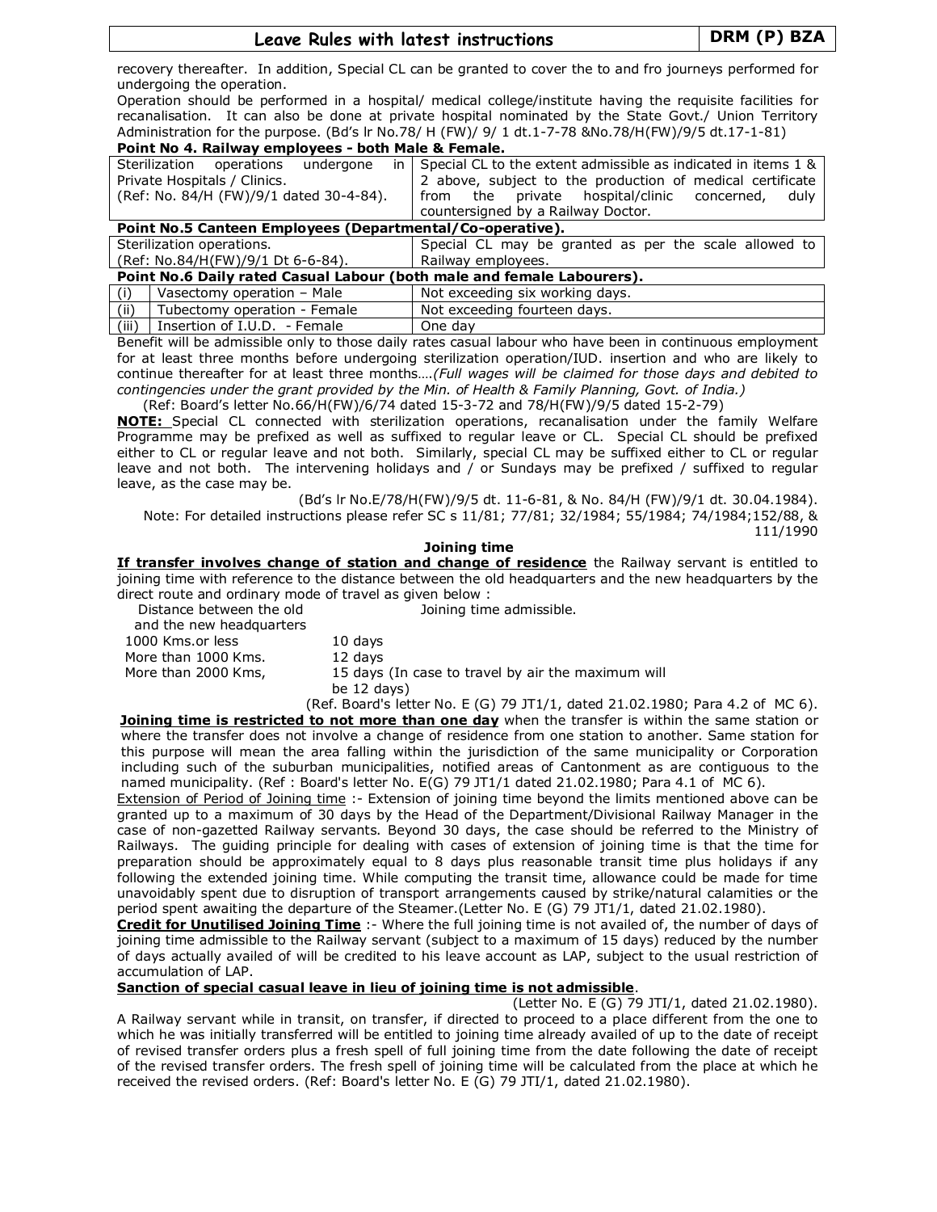recovery thereafter. In addition, Special CL can be granted to cover the to and fro journeys performed for undergoing the operation.

Operation should be performed in a hospital/ medical college/institute having the requisite facilities for recanalisation. It can also be done at private hospital nominated by the State Govt./ Union Territory Administration for the purpose. (Bd's lr No.78/ H (FW)/ 9/ 1 dt.1-7-78 &No.78/H(FW)/9/5 dt.17-1-81)

**Point No 4. Railway employees - both Male & Female.**

| | |
|---|---|
| Sterilization operations undergone in Private Hospitals / Clinics. (Ref: No. 84/H (FW)/9/1 dated 30-4-84). | Special CL to the extent admissible as indicated in items 1 & 2 above, subject to the production of medical certificate from the private hospital/clinic concerned, duly countersigned by a Railway Doctor. |

**Point No.5 Canteen Employees (Departmental/Co-operative).**

| | |
|---|---|
| Sterilization operations. (Ref: No.84/H(FW)/9/1 Dt 6-6-84). | Special CL may be granted as per the scale allowed to Railway employees. |

**Point No.6 Daily rated Casual Labour (both male and female Labourers).**

| | | |
|---|---|---|
| (i) | Vasectomy operation – Male | Not exceeding six working days. |
| (ii) | Tubectomy operation - Female | Not exceeding fourteen days. |
| (iii) | Insertion of I.U.D. - Female | One day |

Benefit will be admissible only to those daily rates casual labour who have been in continuous employment for at least three months before undergoing sterilization operation/IUD. insertion and who are likely to continue thereafter for at least three months….*(Full wages will be claimed for those days and debited to contingencies under the grant provided by the Min. of Health & Family Planning, Govt. of India.)*

(Ref: Board's letter No.66/H(FW)/6/74 dated 15-3-72 and 78/H(FW)/9/5 dated 15-2-79)

**NOTE:** Special CL connected with sterilization operations, recanalisation under the family Welfare Programme may be prefixed as well as suffixed to regular leave or CL. Special CL should be prefixed either to CL or regular leave and not both. Similarly, special CL may be suffixed either to CL or regular leave and not both. The intervening holidays and / or Sundays may be prefixed / suffixed to regular leave, as the case may be.

(Bd's lr No.E/78/H(FW)/9/5 dt. 11-6-81, & No. 84/H (FW)/9/1 dt. 30.04.1984).

Note: For detailed instructions please refer SC s 11/81; 77/81; 32/1984; 55/1984; 74/1984;152/88, & 111/1990

**Joining time**

**If transfer involves change of station and change of residence** the Railway servant is entitled to joining time with reference to the distance between the old headquarters and the new headquarters by the direct route and ordinary mode of travel as given below :

| Distance between the old and the new headquarters | Joining time admissible. |
|---|---|
| 1000 Kms.or less | 10 days |
| More than 1000 Kms. | 12 days |
| More than 2000 Kms, | 15 days (In case to travel by air the maximum will be 12 days) |

(Ref. Board's letter No. E (G) 79 JT1/1, dated 21.02.1980; Para 4.2 of MC 6).

**Joining time is restricted to not more than one day** when the transfer is within the same station or where the transfer does not involve a change of residence from one station to another. Same station for this purpose will mean the area falling within the jurisdiction of the same municipality or Corporation including such of the suburban municipalities, notified areas of Cantonment as are contiguous to the named municipality. (Ref : Board's letter No. E(G) 79 JT1/1 dated 21.02.1980; Para 4.1 of MC 6).

Extension of Period of Joining time :- Extension of joining time beyond the limits mentioned above can be granted up to a maximum of 30 days by the Head of the Department/Divisional Railway Manager in the case of non-gazetted Railway servants. Beyond 30 days, the case should be referred to the Ministry of Railways. The guiding principle for dealing with cases of extension of joining time is that the time for preparation should be approximately equal to 8 days plus reasonable transit time plus holidays if any following the extended joining time. While computing the transit time, allowance could be made for time unavoidably spent due to disruption of transport arrangements caused by strike/natural calamities or the period spent awaiting the departure of the Steamer.(Letter No. E (G) 79 JT1/1, dated 21.02.1980).

**Credit for Unutilised Joining Time** :- Where the full joining time is not availed of, the number of days of joining time admissible to the Railway servant (subject to a maximum of 15 days) reduced by the number of days actually availed of will be credited to his leave account as LAP, subject to the usual restriction of accumulation of LAP.

**Sanction of special casual leave in lieu of joining time is not admissible**.

(Letter No. E (G) 79 JTI/1, dated 21.02.1980).

A Railway servant while in transit, on transfer, if directed to proceed to a place different from the one to which he was initially transferred will be entitled to joining time already availed of up to the date of receipt of revised transfer orders plus a fresh spell of full joining time from the date following the date of receipt of the revised transfer orders. The fresh spell of joining time will be calculated from the place at which he received the revised orders. (Ref: Board's letter No. E (G) 79 JTI/1, dated 21.02.1980).